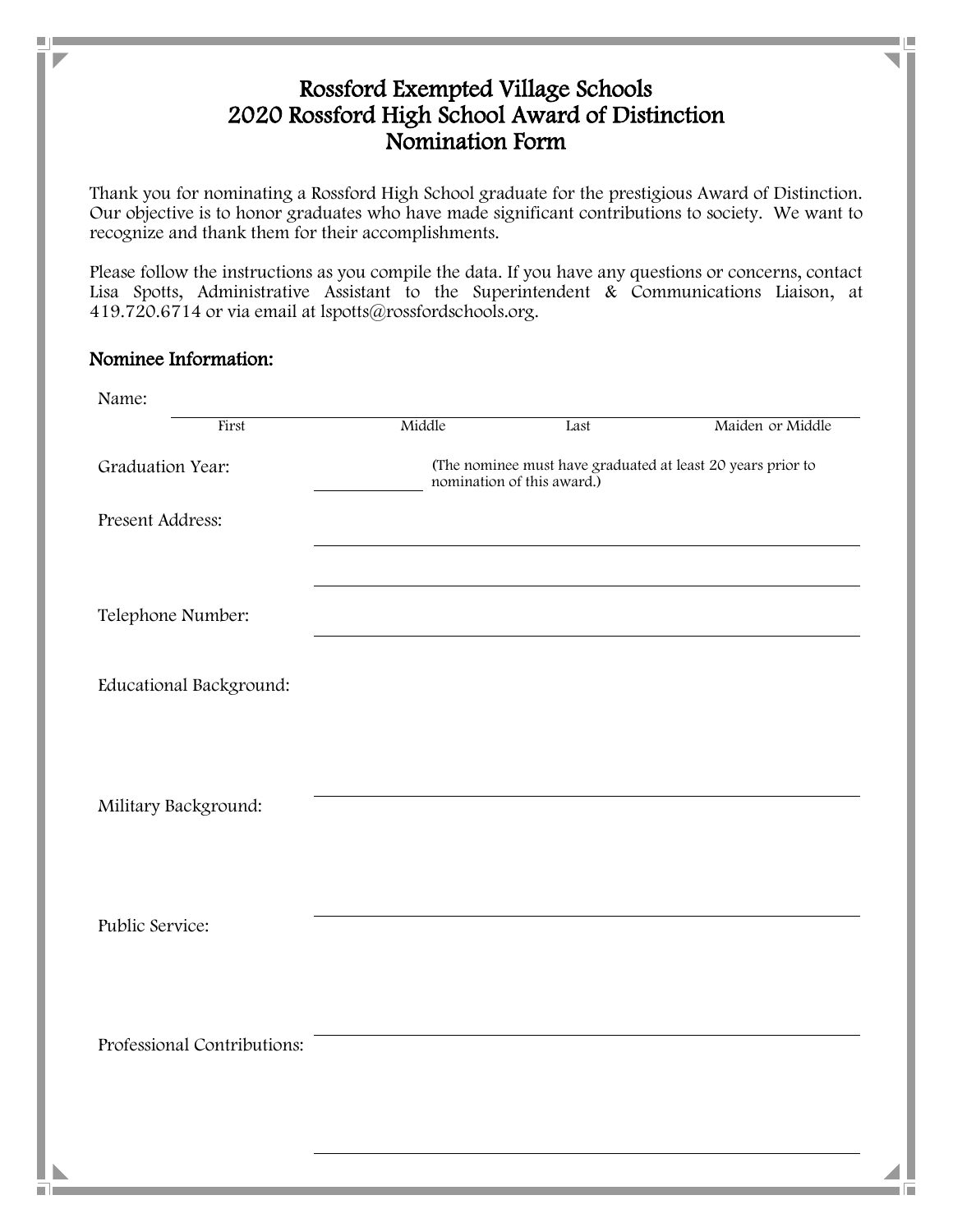# Rossford Exempted Village Schools
# 2020 Rossford High School Award of Distinction
# Nomination Form

Thank you for nominating a Rossford High School graduate for the prestigious Award of Distinction. Our objective is to honor graduates who have made significant contributions to society. We want to recognize and thank them for their accomplishments.

Please follow the instructions as you compile the data. If you have any questions or concerns, contact Lisa Spotts, Administrative Assistant to the Superintendent & Communications Liaison, at 419.720.6714 or via email at lspotts@rossfordschools.org.

## Nominee Information:

Name: ______________________________________________

First Middle Last Maiden or Middle

Graduation Year: ____________ (The nominee must have graduated at least 20 years prior to nomination of this award.)

Present Address: ______________________________________________

______________________________________________

Telephone Number: ______________________________________________

Educational Background:

______________________________________________

Military Background:

______________________________________________

Public Service:

______________________________________________

Professional Contributions:

______________________________________________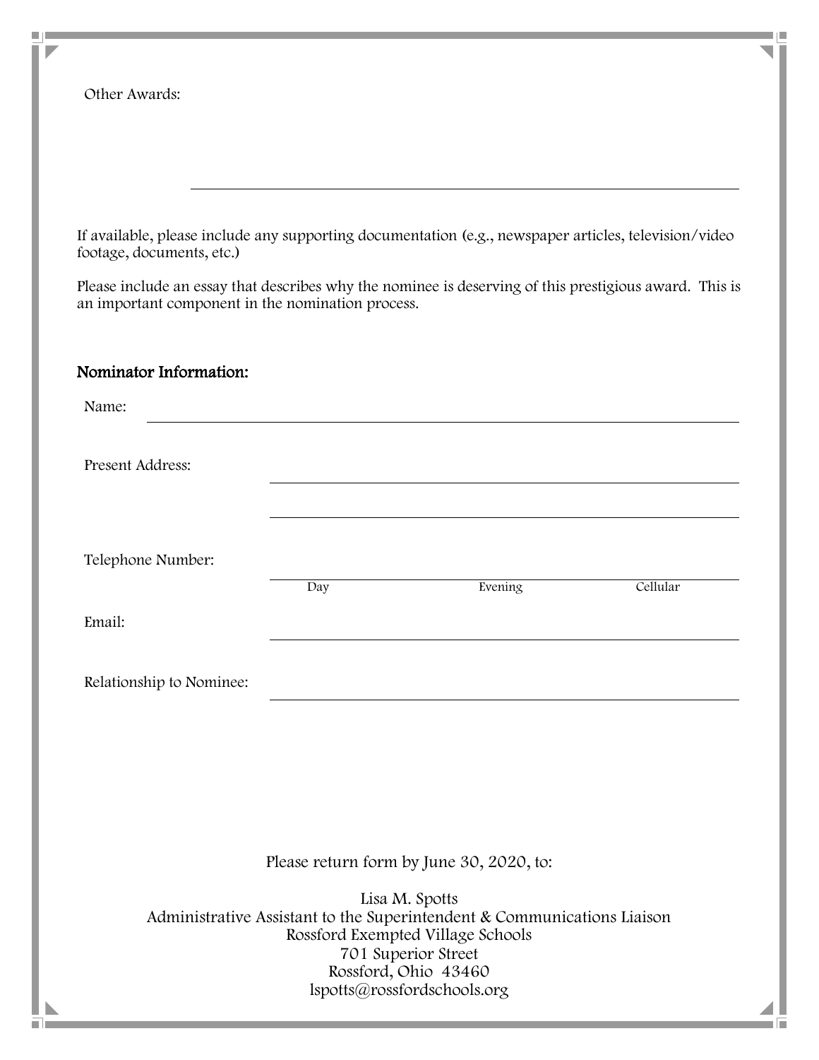Other Awards: ______________________________________________

If available, please include any supporting documentation (e.g., newspaper articles, television/video footage, documents, etc.)

Please include an essay that describes why the nominee is deserving of this prestigious award. This is an important component in the nomination process.

## Nominator Information:

Name: ______________________________________________

Present Address: ______________________________________________

______________________________________________

Telephone Number: ______________________________________________

Day Evening Cellular

Email: ______________________________________________

Relationship to Nominee: ______________________________________________

Please return form by June 30, 2020, to:

Lisa M. Spotts
Administrative Assistant to the Superintendent & Communications Liaison
Rossford Exempted Village Schools
701 Superior Street
Rossford, Ohio 43460
lspotts@rossfordschools.org